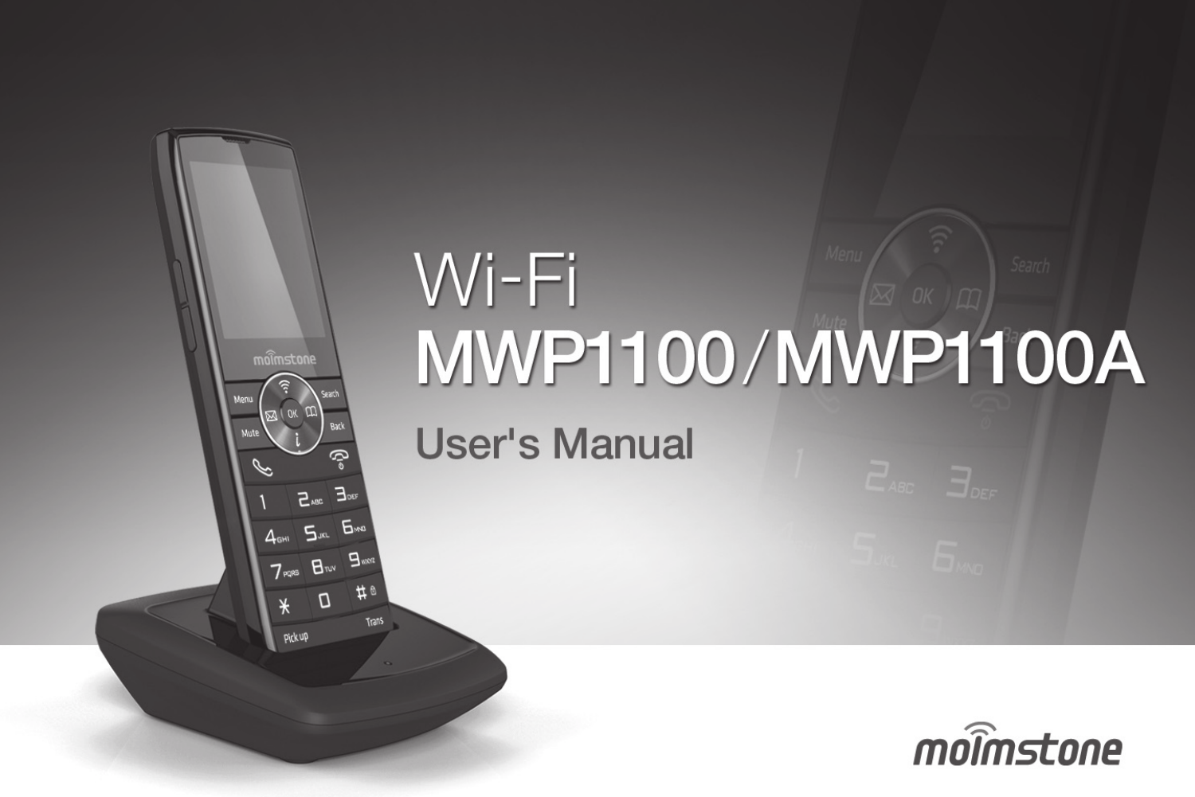# Wi-Fi MWP1100/MWP1100A

## User's Manual

moimstone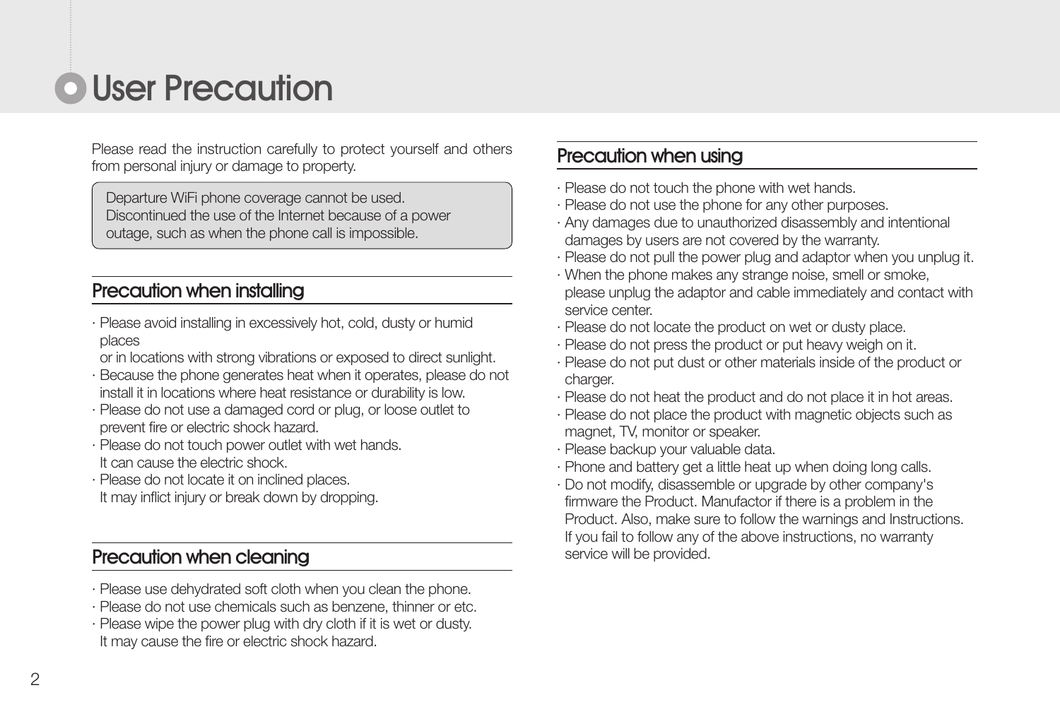# User Precaution

Please read the instruction carefully to protect yourself and others from personal injury or damage to property.

> Departure WiFi phone coverage cannot be used.
> Discontinued the use of the Internet because of a power outage, such as when the phone call is impossible.

## Precaution when installing

- Please avoid installing in excessively hot, cold, dusty or humid places
  or in locations with strong vibrations or exposed to direct sunlight.
- Because the phone generates heat when it operates, please do not install it in locations where heat resistance or durability is low.
- Please do not use a damaged cord or plug, or loose outlet to prevent fire or electric shock hazard.
- Please do not touch power outlet with wet hands.
  It can cause the electric shock.
- Please do not locate it on inclined places.
  It may inflict injury or break down by dropping.

## Precaution when cleaning

- Please use dehydrated soft cloth when you clean the phone.
- Please do not use chemicals such as benzene, thinner or etc.
- Please wipe the power plug with dry cloth if it is wet or dusty.
  It may cause the fire or electric shock hazard.

## Precaution when using

- Please do not touch the phone with wet hands.
- Please do not use the phone for any other purposes.
- Any damages due to unauthorized disassembly and intentional damages by users are not covered by the warranty.
- Please do not pull the power plug and adaptor when you unplug it.
- When the phone makes any strange noise, smell or smoke, please unplug the adaptor and cable immediately and contact with service center.
- Please do not locate the product on wet or dusty place.
- Please do not press the product or put heavy weigh on it.
- Please do not put dust or other materials inside of the product or charger.
- Please do not heat the product and do not place it in hot areas.
- Please do not place the product with magnetic objects such as magnet, TV, monitor or speaker.
- Please backup your valuable data.
- Phone and battery get a little heat up when doing long calls.
- Do not modify, disassemble or upgrade by other company's firmware the Product. Manufactor if there is a problem in the Product. Also, make sure to follow the warnings and Instructions. If you fail to follow any of the above instructions, no warranty service will be provided.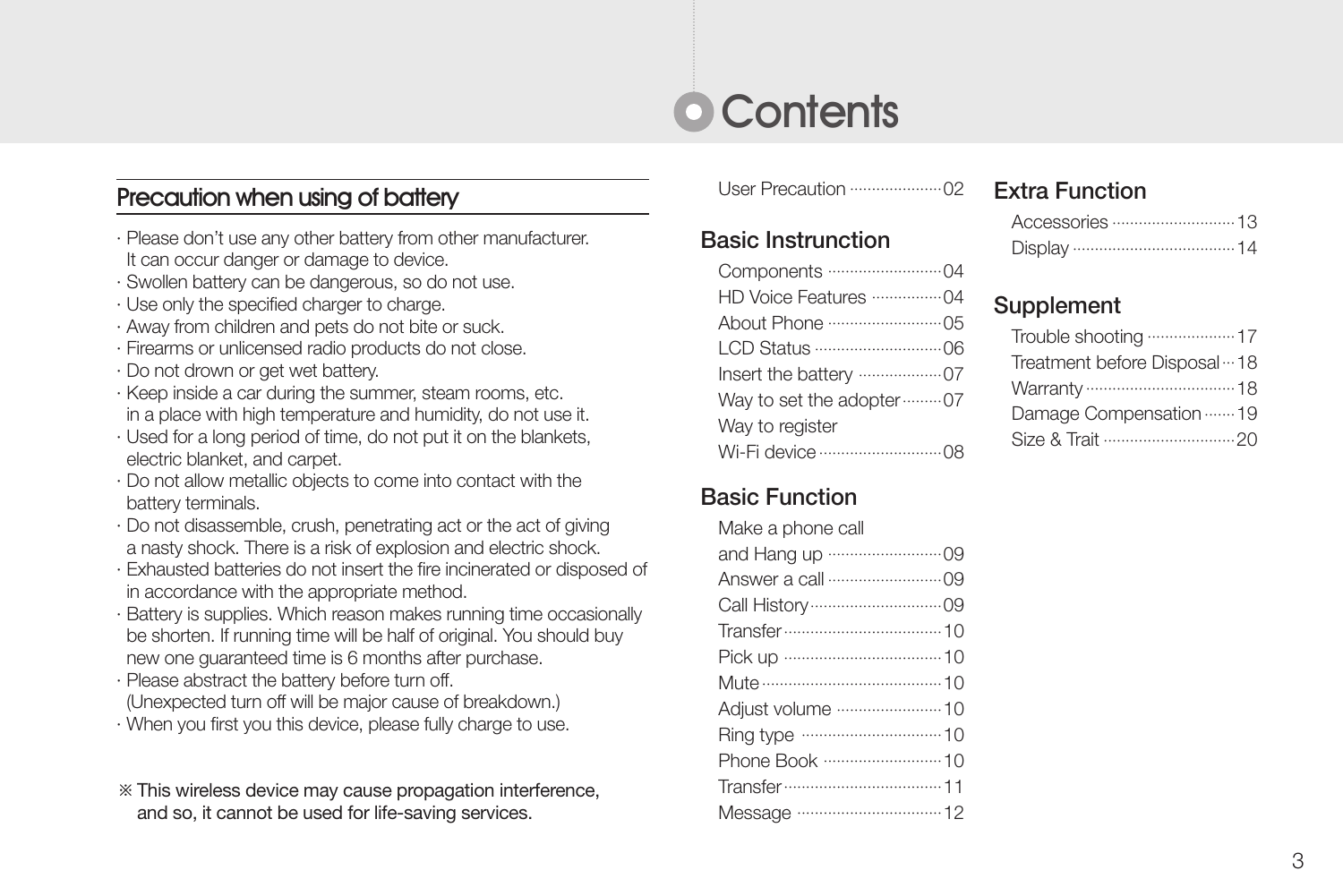# Contents

## Precaution when using of battery

- Please don't use any other battery from other manufacturer. It can occur danger or damage to device.
- Swollen battery can be dangerous, so do not use.
- Use only the specified charger to charge.
- Away from children and pets do not bite or suck.
- Firearms or unlicensed radio products do not close.
- Do not drown or get wet battery.
- Keep inside a car during the summer, steam rooms, etc. in a place with high temperature and humidity, do not use it.
- Used for a long period of time, do not put it on the blankets, electric blanket, and carpet.
- Do not allow metallic objects to come into contact with the battery terminals.
- Do not disassemble, crush, penetrating act or the act of giving a nasty shock. There is a risk of explosion and electric shock.
- Exhausted batteries do not insert the fire incinerated or disposed of in accordance with the appropriate method.
- Battery is supplies. Which reason makes running time occasionally be shorten. If running time will be half of original. You should buy new one guaranteed time is 6 months after purchase.
- Please abstract the battery before turn off. (Unexpected turn off will be major cause of breakdown.)
- When you first you this device, please fully charge to use.

※ **This wireless device may cause propagation interference, and so, it cannot be used for life-saving services.**

User Precaution ····· 02

### Basic Instrunction

- Components ····· 04
- HD Voice Features ····· 04
- About Phone ····· 05
- LCD Status ····· 06
- Insert the battery ····· 07
- Way to set the adopter ····· 07
- Way to register Wi-Fi device ····· 08

### Basic Function

- Make a phone call and Hang up ····· 09
- Answer a call ····· 09
- Call History ····· 09
- Transfer ····· 10
- Pick up ····· 10
- Mute ····· 10
- Adjust volume ····· 10
- Ring type ····· 10
- Phone Book ····· 10
- Transfer ····· 11
- Message ····· 12

### Extra Function

- Accessories ····· 13
- Display ····· 14

### Supplement

- Trouble shooting ····· 17
- Treatment before Disposal ····· 18
- Warranty ····· 18
- Damage Compensation ····· 19
- Size & Trait ····· 20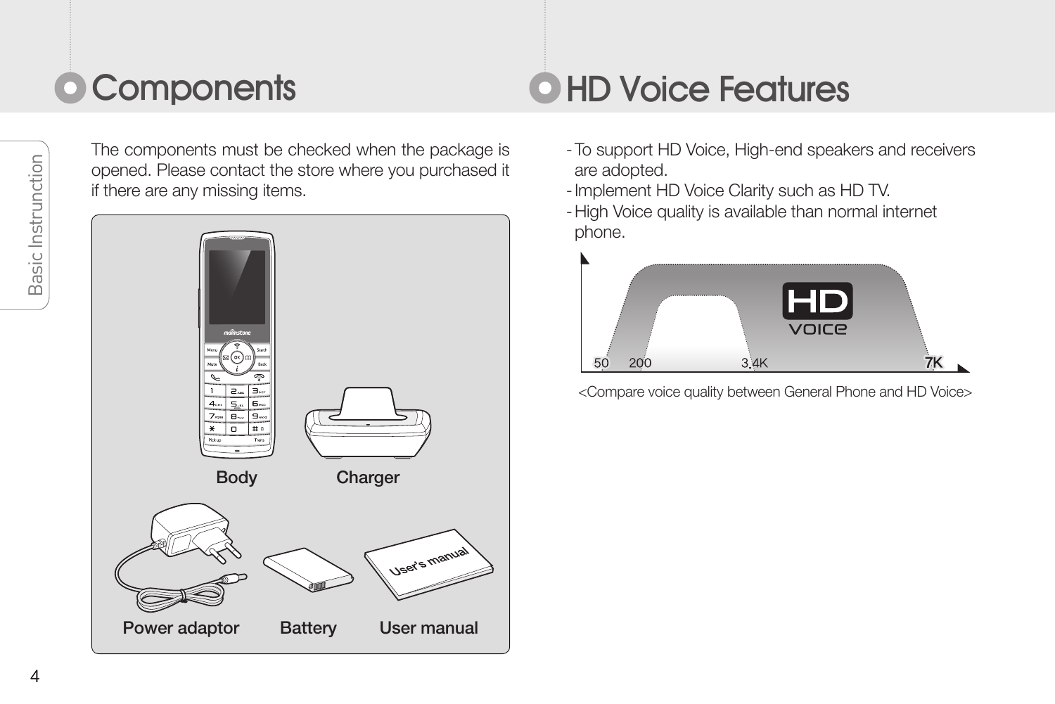# Components

The components must be checked when the package is opened. Please contact the store where you purchased it if there are any missing items.

Body

Charger

Power adaptor

Battery

User manual

# HD Voice Features

- To support HD Voice, High-end speakers and receivers are adopted.
- Implement HD Voice Clarity such as HD TV.
- High Voice quality is available than normal internet phone.

50 200 3.4K 7K

<Compare voice quality between General Phone and HD Voice>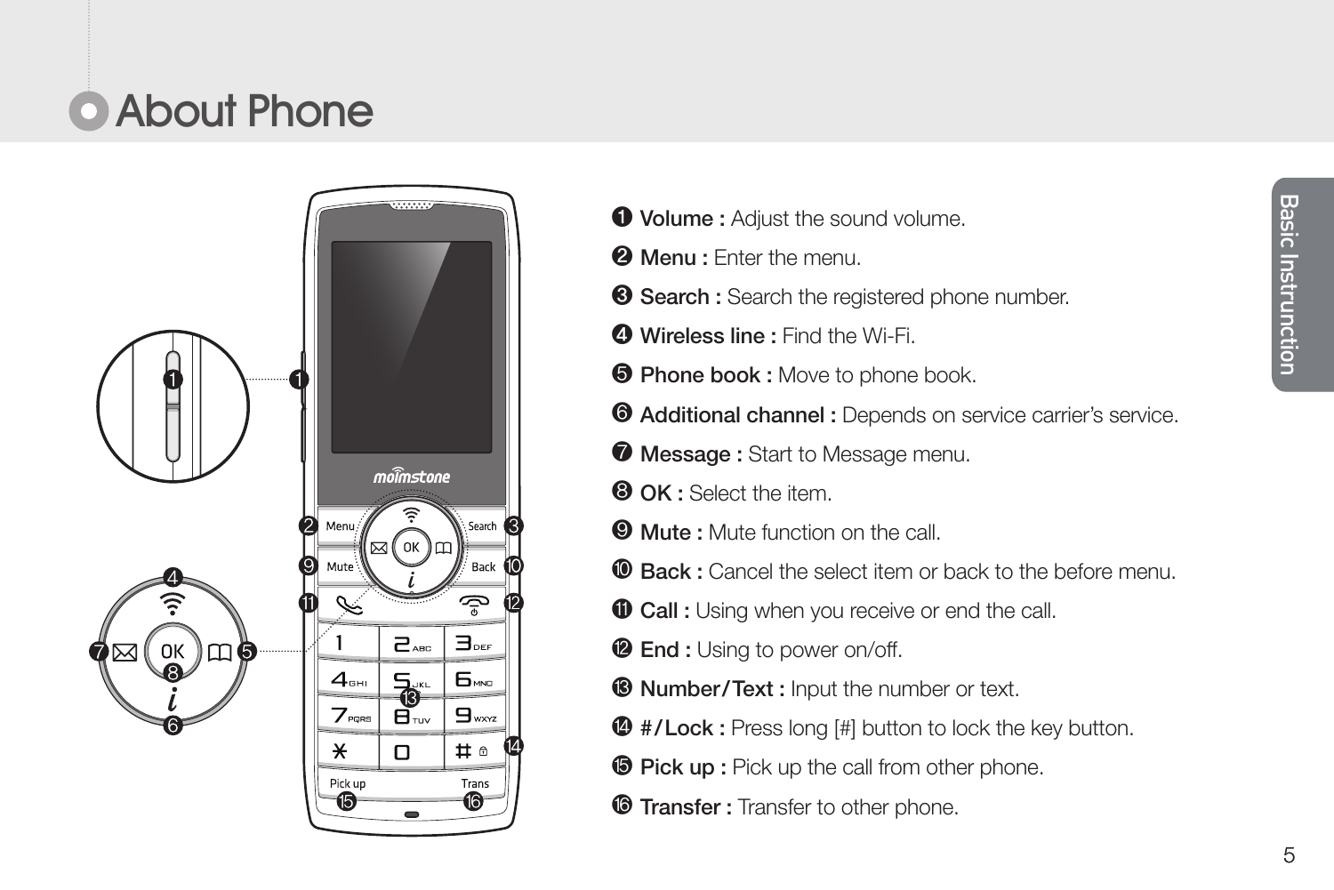# About Phone

❶ **Volume :** Adjust the sound volume.

❷ **Menu :** Enter the menu.

❸ **Search :** Search the registered phone number.

❹ **Wireless line :** Find the Wi-Fi.

❺ **Phone book :** Move to phone book.

❻ **Additional channel :** Depends on service carrier's service.

❼ **Message :** Start to Message menu.

❽ **OK :** Select the item.

❾ **Mute :** Mute function on the call.

❿ **Back :** Cancel the select item or back to the before menu.

⓫ **Call :** Using when you receive or end the call.

⓬ **End :** Using to power on/off.

⓭ **Number/Text :** Input the number or text.

⓮ **#/Lock :** Press long [#] button to lock the key button.

⓯ **Pick up :** Pick up the call from other phone.

⓰ **Transfer :** Transfer to other phone.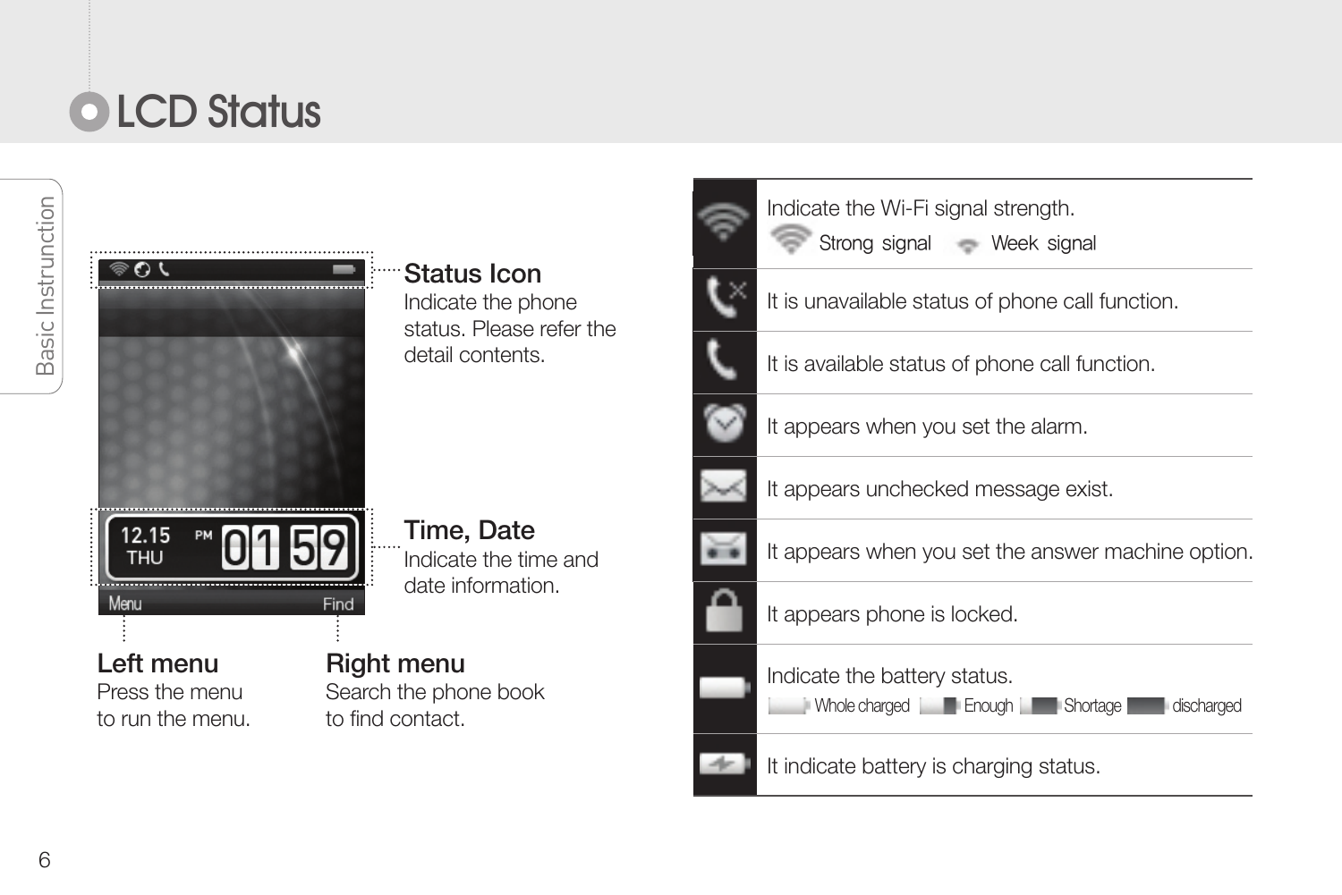# LCD Status

**Status Icon**
Indicate the phone status. Please refer the detail contents.

**Time, Date**
Indicate the time and date information.

**Left menu**
Press the menu to run the menu.

**Right menu**
Search the phone book to find contact.

| Icon | Description |
|---|---|
| | Indicate the Wi-Fi signal strength. Strong signal Week signal |
| | It is unavailable status of phone call function. |
| | It is available status of phone call function. |
| | It appears when you set the alarm. |
| | It appears unchecked message exist. |
| | It appears when you set the answer machine option. |
| | It appears phone is locked. |
| | Indicate the battery status. Whole charged Enough Shortage discharged |
| | It indicate battery is charging status. |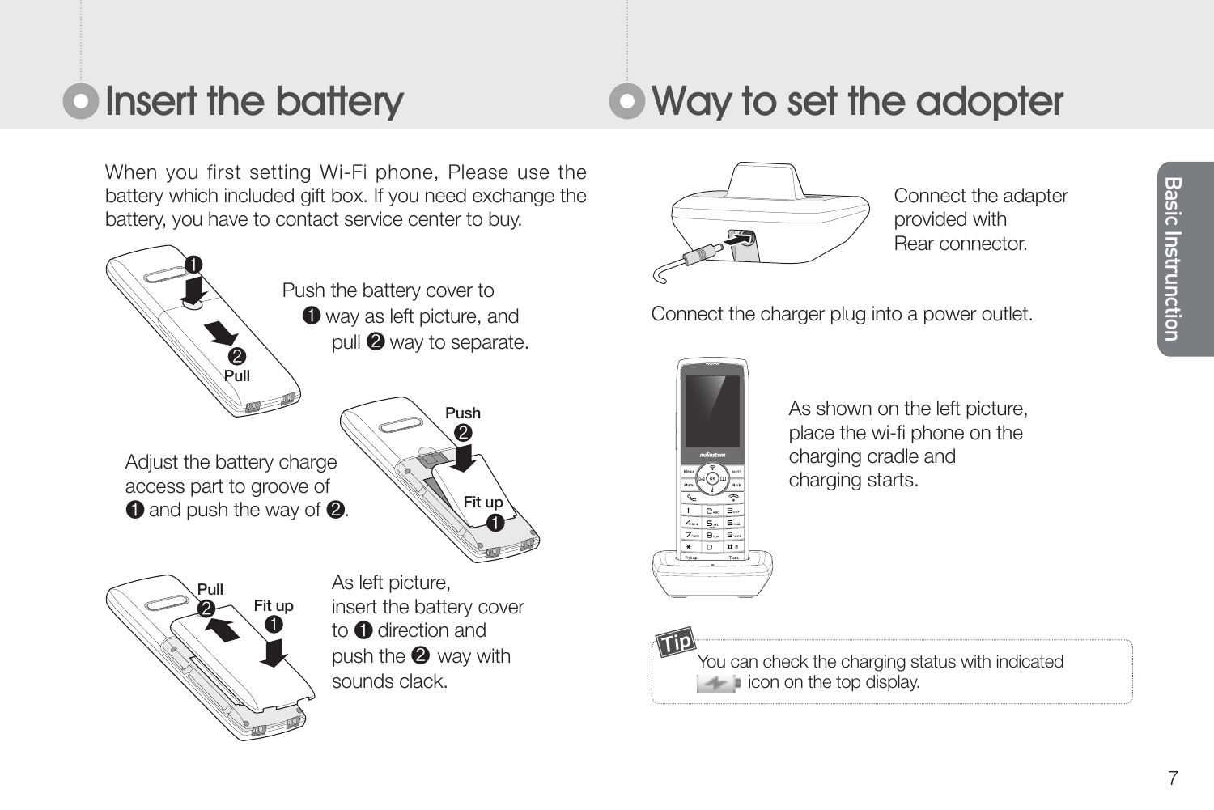## Insert the battery

When you first setting Wi-Fi phone, Please use the battery which included gift box. If you need exchange the battery, you have to contact service center to buy.

Push the battery cover to ❶ way as left picture, and pull ❷ way to separate.

Adjust the battery charge access part to groove of ❶ and push the way of ❷.

As left picture, insert the battery cover to ❶ direction and push the ❷ way with sounds clack.

## Way to set the adopter

Connect the adapter provided with Rear connector.

Connect the charger plug into a power outlet.

As shown on the left picture, place the wi-fi phone on the charging cradle and charging starts.

**Tip** You can check the charging status with indicated icon on the top display.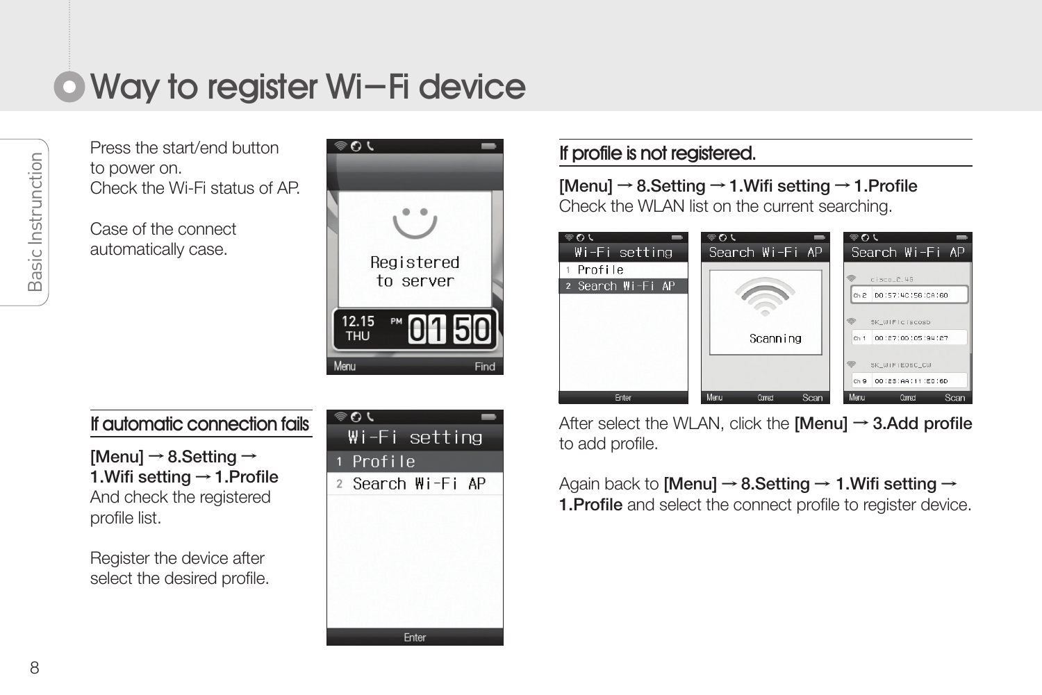# Way to register Wi−Fi device

Press the start/end button to power on.
Check the Wi-Fi status of AP.

Case of the connect automatically case.

## If automatic connection fails

**[Menu] → 8.Setting → 1.Wifi setting → 1.Profile**
And check the registered profile list.

Register the device after select the desired profile.

## If profile is not registered.

**[Menu] → 8.Setting → 1.Wifi setting → 1.Profile**
Check the WLAN list on the current searching.

After select the WLAN, click the **[Menu] → 3.Add profile** to add profile.

Again back to **[Menu] → 8.Setting → 1.Wifi setting → 1.Profile** and select the connect profile to register device.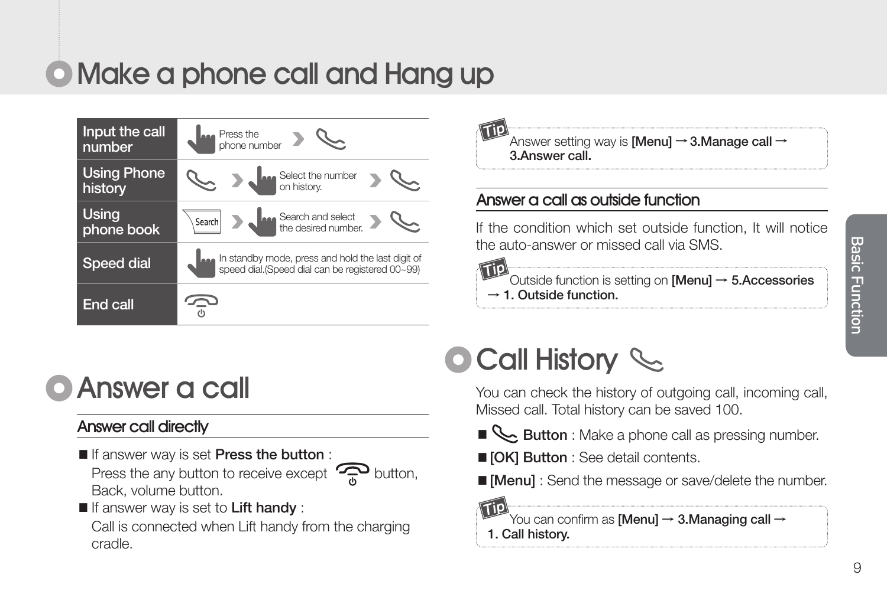# Make a phone call and Hang up

| | |
|---|---|
| Input the call number | Press the phone number › (call) |
| Using Phone history | (call) › Select the number on history. › (call) |
| Using phone book | Search › Search and select the desired number. › (call) |
| Speed dial | In standby mode, press and hold the last digit of speed dial.(Speed dial can be registered 00~99) |
| End call | (end) |

# Answer a call

## Answer call directly

- If answer way is set **Press the button** :
  Press the any button to receive except (end) button, Back, volume button.
- If answer way is set to **Lift handy** :
  Call is connected when Lift handy from the charging cradle.

**Tip** Answer setting way is **[Menu] → 3.Manage call → 3.Answer call.**

## Answer a call as outside function

If the condition which set outside function, It will notice the auto-answer or missed call via SMS.

**Tip** Outside function is setting on **[Menu] → 5.Accessories → 1. Outside function.**

# Call History

You can check the history of outgoing call, incoming call, Missed call. Total history can be saved 100.

- (call) **Button** : Make a phone call as pressing number.
- **[OK] Button** : See detail contents.
- **[Menu]** : Send the message or save/delete the number.

**Tip** You can confirm as **[Menu] → 3.Managing call → 1. Call history.**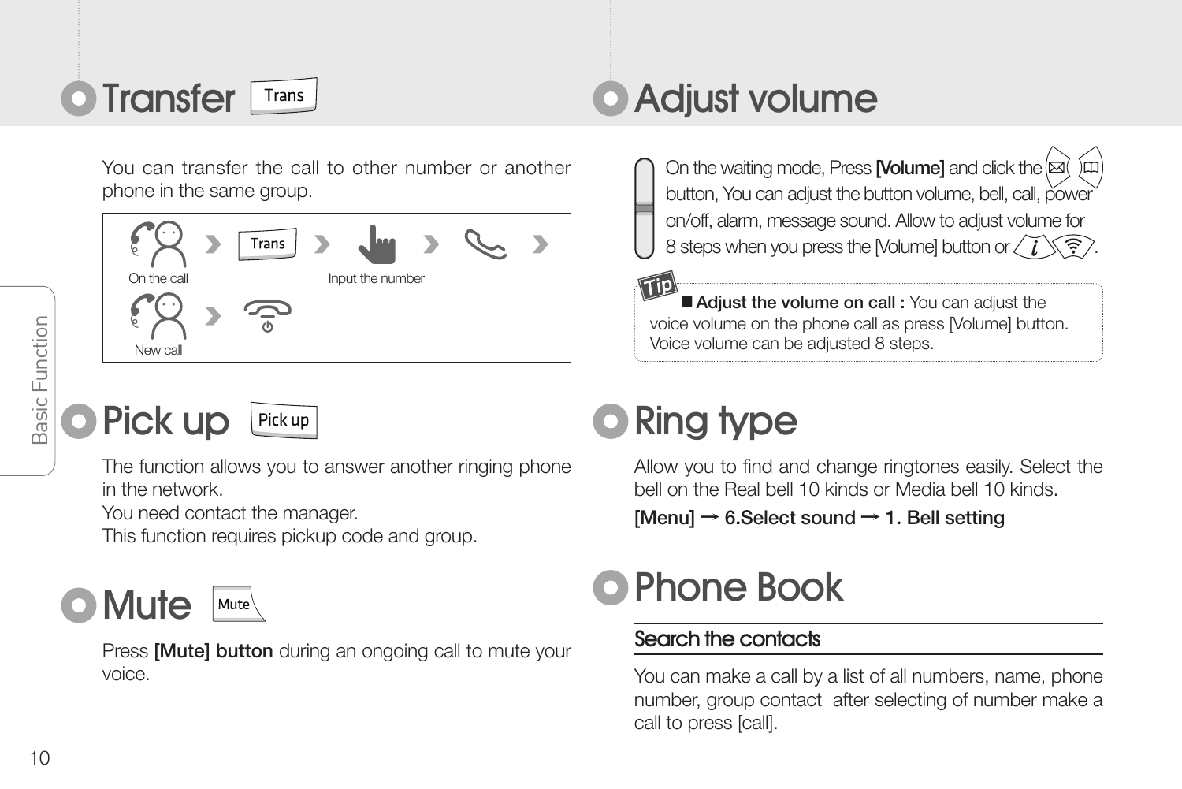# Transfer Trans

You can transfer the call to other number or another phone in the same group.

On the call › Trans › Input the number › ›

New call ›

# Pick up Pick up

The function allows you to answer another ringing phone in the network.
You need contact the manager.
This function requires pickup code and group.

# Mute Mute

Press **[Mute] button** during an ongoing call to mute your voice.

# Adjust volume

On the waiting mode, Press **[Volume]** and click the button, You can adjust the button volume, bell, call, power on/off, alarm, message sound. Allow to adjust volume for 8 steps when you press the [Volume] button or .

**Tip**

■ **Adjust the volume on call :** You can adjust the voice volume on the phone call as press [Volume] button. Voice volume can be adjusted 8 steps.

# Ring type

Allow you to find and change ringtones easily. Select the bell on the Real bell 10 kinds or Media bell 10 kinds.

**[Menu] → 6.Select sound → 1. Bell setting**

# Phone Book

## Search the contacts

You can make a call by a list of all numbers, name, phone number, group contact after selecting of number make a call to press [call].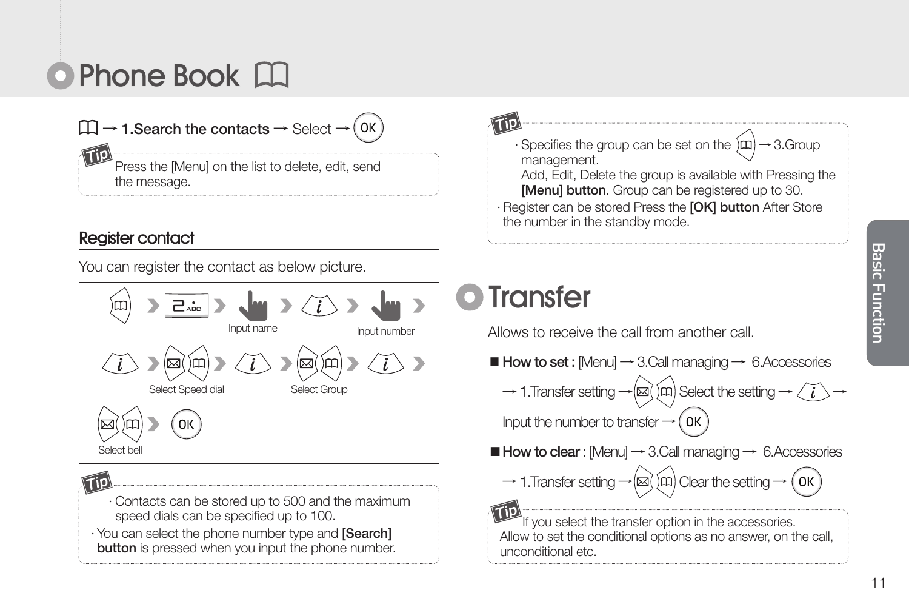# Phone Book

→ **1.Search the contacts** → Select → OK

**Tip**
Press the [Menu] on the list to delete, edit, send the message.

## Register contact

You can register the contact as below picture.

› 2ABC › Input name › i › Input number ›

i › Select Speed dial › i › Select Group › i ›

Select bell › OK

**Tip**
· Contacts can be stored up to 500 and the maximum speed dials can be specified up to 100.
· You can select the phone number type and **[Search] button** is pressed when you input the phone number.

**Tip**
· Specifies the group can be set on the → 3.Group management.
Add, Edit, Delete the group is available with Pressing the **[Menu] button**. Group can be registered up to 30.
· Register can be stored Press the **[OK] button** After Store the number in the standby mode.

# Transfer

Allows to receive the call from another call.

■ **How to set :** [Menu] → 3.Call managing → 6.Accessories → 1.Transfer setting → Select the setting → i → Input the number to transfer → OK

■ **How to clear** : [Menu] → 3.Call managing → 6.Accessories → 1.Transfer setting → Clear the setting → OK

**Tip**
If you select the transfer option in the accessories.
Allow to set the conditional options as no answer, on the call, unconditional etc.

Basic Function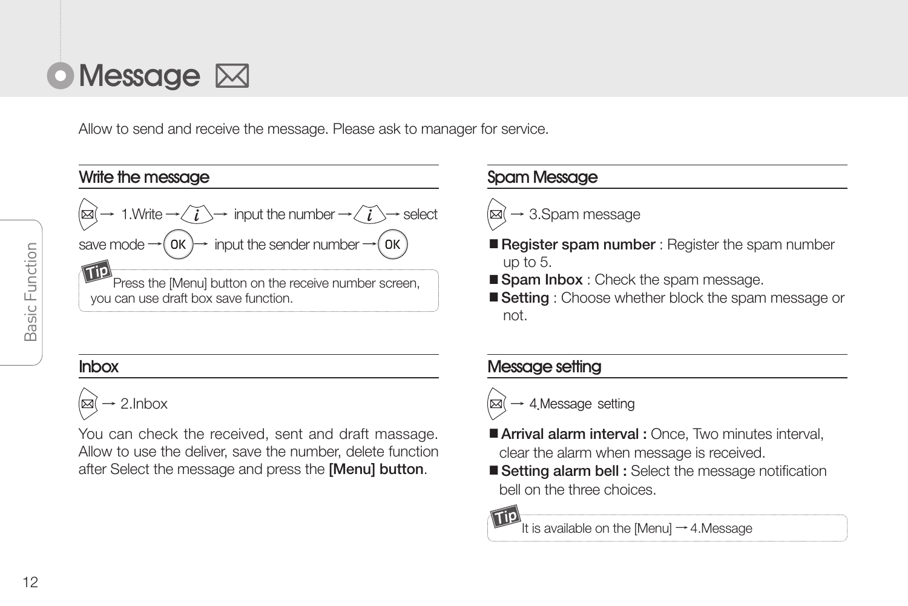# Message

Allow to send and receive the message. Please ask to manager for service.

## Write the message

→ 1.Write → i → input the number → i → select save mode → OK → input the sender number → OK

**Tip** Press the [Menu] button on the receive number screen, you can use draft box save function.

## Inbox

→ 2.Inbox

You can check the received, sent and draft massage. Allow to use the deliver, save the number, delete function after Select the message and press the **[Menu] button**.

## Spam Message

→ 3.Spam message

- **Register spam number** : Register the spam number up to 5.
- **Spam Inbox** : Check the spam message.
- **Setting** : Choose whether block the spam message or not.

## Message setting

→ 4.Message setting

- **Arrival alarm interval :** Once, Two minutes interval, clear the alarm when message is received.
- **Setting alarm bell :** Select the message notification bell on the three choices.

**Tip** It is available on the [Menu] → 4.Message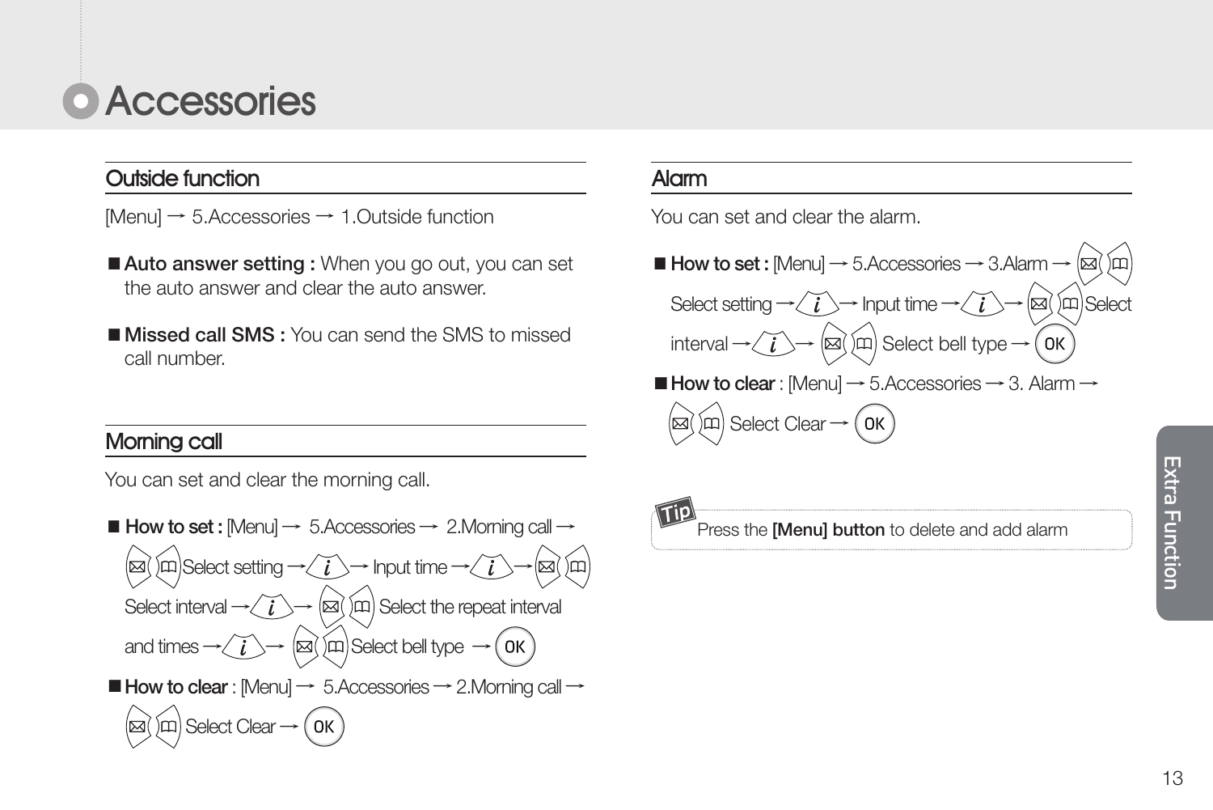# Accessories

## Outside function

[Menu] → 5.Accessories → 1.Outside function

- **Auto answer setting :** When you go out, you can set the auto answer and clear the auto answer.
- **Missed call SMS :** You can send the SMS to missed call number.

## Morning call

You can set and clear the morning call.

- **How to set :** [Menu] → 5.Accessories → 2.Morning call → Select setting → i → Input time → i → Select interval → i → Select the repeat interval and times → i → Select bell type → OK
- **How to clear** : [Menu] → 5.Accessories → 2.Morning call → Select Clear → OK

## Alarm

You can set and clear the alarm.

- **How to set :** [Menu] → 5.Accessories → 3.Alarm → Select setting → i → Input time → i → Select interval → i → Select bell type → OK
- **How to clear** : [Menu] → 5.Accessories → 3. Alarm → Select Clear → OK

**Tip** Press the **[Menu] button** to delete and add alarm

Extra Function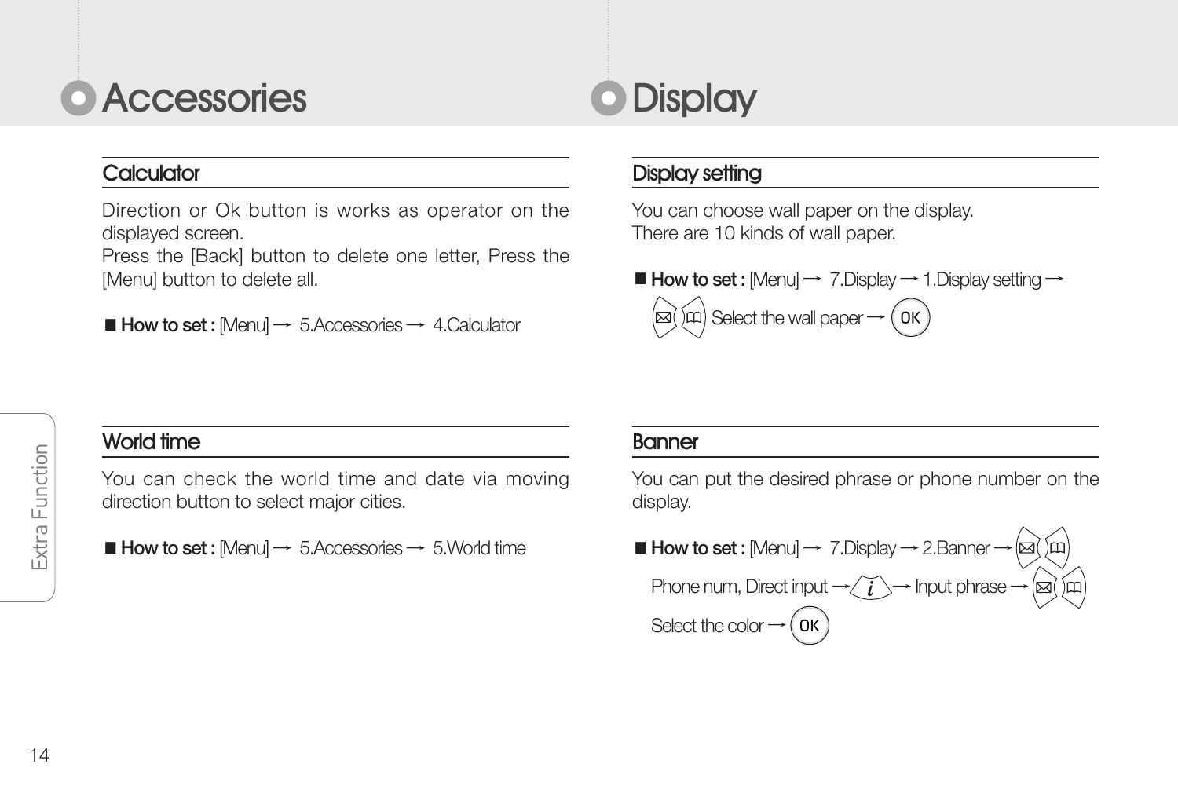# Accessories

## Calculator

Direction or Ok button is works as operator on the displayed screen.
Press the [Back] button to delete one letter, Press the [Menu] button to delete all.

■ **How to set :** [Menu] → 5.Accessories → 4.Calculator

## World time

You can check the world time and date via moving direction button to select major cities.

■ **How to set :** [Menu] → 5.Accessories → 5.World time

# Display

## Display setting

You can choose wall paper on the display.
There are 10 kinds of wall paper.

■ **How to set :** [Menu] → 7.Display → 1.Display setting → Select the wall paper → OK

## Banner

You can put the desired phrase or phone number on the display.

■ **How to set :** [Menu] → 7.Display → 2.Banner → Phone num, Direct input → i → Input phrase → Select the color → OK

Extra Function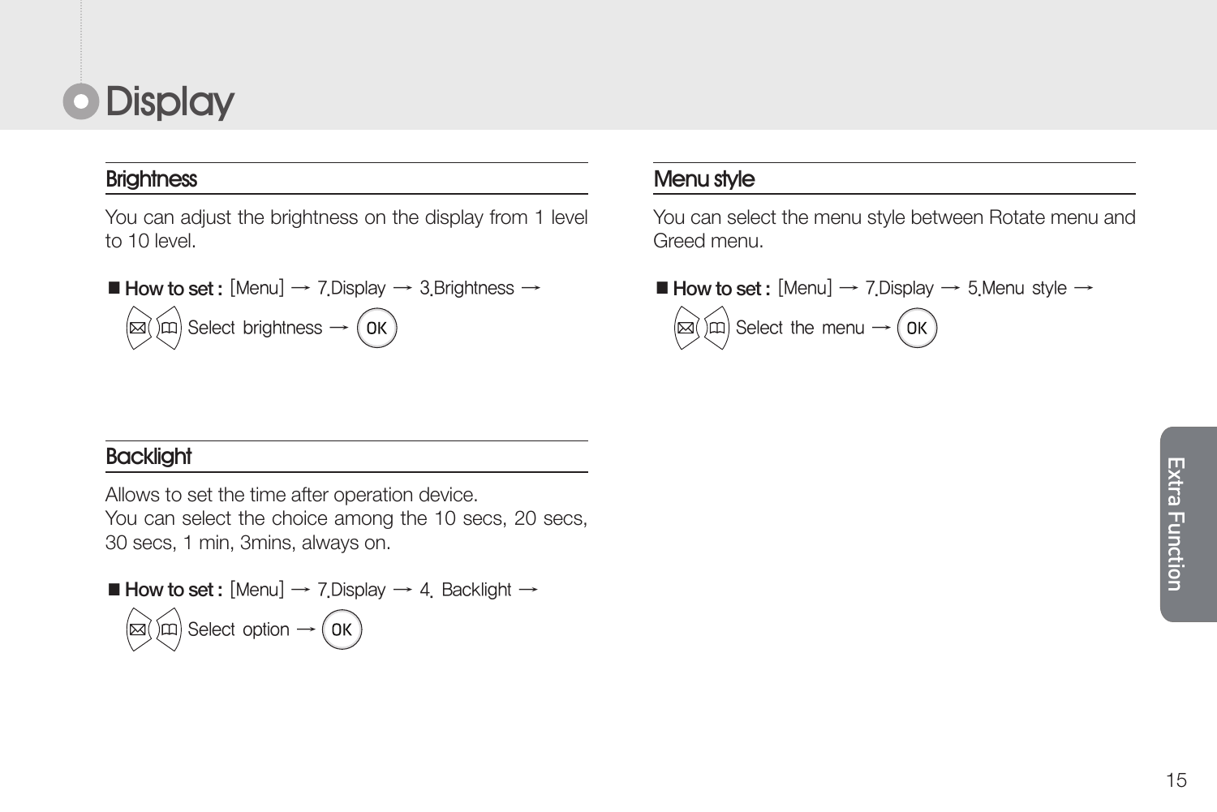# Display

## Brightness

You can adjust the brightness on the display from 1 level to 10 level.

■ **How to set :** [Menu] → 7.Display → 3.Brightness → Select brightness → OK

## Backlight

Allows to set the time after operation device.
You can select the choice among the 10 secs, 20 secs, 30 secs, 1 min, 3mins, always on.

■ **How to set :** [Menu] → 7.Display → 4. Backlight → Select option → OK

## Menu style

You can select the menu style between Rotate menu and Greed menu.

■ **How to set :** [Menu] → 7.Display → 5.Menu style → Select the menu → OK

Extra Function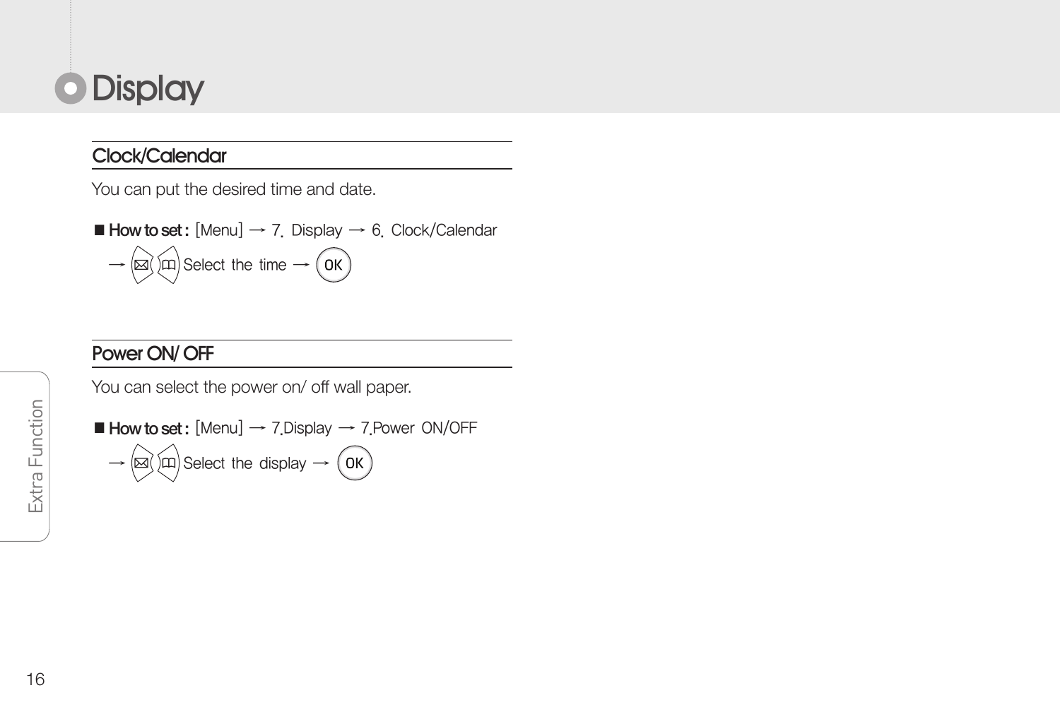# Display

## Clock/Calendar

You can put the desired time and date.

■ **How to set :** [Menu] → 7. Display → 6. Clock/Calendar → Select the time → OK

## Power ON/ OFF

You can select the power on/ off wall paper.

■ **How to set :** [Menu] → 7.Display → 7.Power ON/OFF → Select the display → OK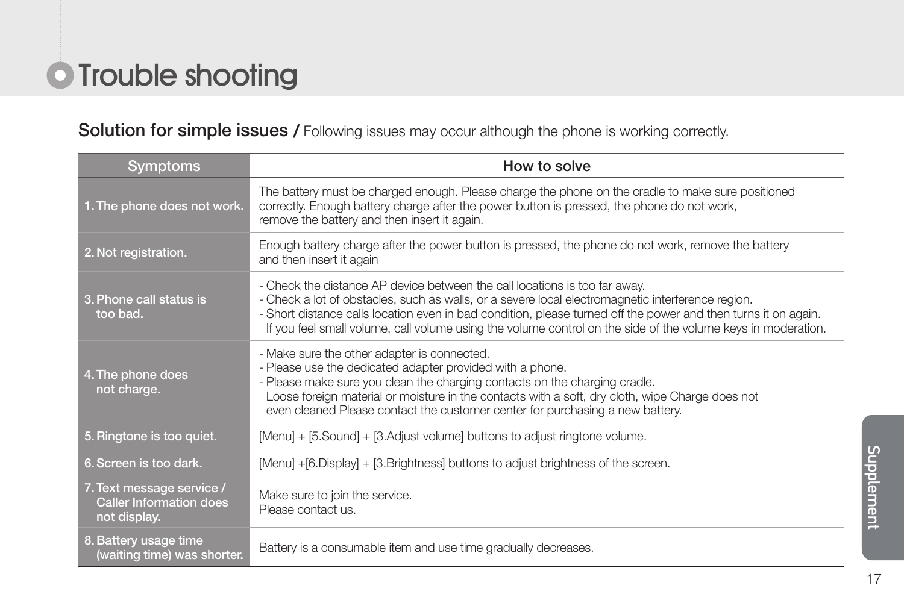# Trouble shooting

## Solution for simple issues / Following issues may occur although the phone is working correctly.

| Symptoms | How to solve |
|---|---|
| 1. The phone does not work. | The battery must be charged enough. Please charge the phone on the cradle to make sure positioned correctly. Enough battery charge after the power button is pressed, the phone do not work, remove the battery and then insert it again. |
| 2. Not registration. | Enough battery charge after the power button is pressed, the phone do not work, remove the battery and then insert it again |
| 3. Phone call status is too bad. | - Check the distance AP device between the call locations is too far away.<br>- Check a lot of obstacles, such as walls, or a severe local electromagnetic interference region.<br>- Short distance calls location even in bad condition, please turned off the power and then turns it on again. If you feel small volume, call volume using the volume control on the side of the volume keys in moderation. |
| 4. The phone does not charge. | - Make sure the other adapter is connected.<br>- Please use the dedicated adapter provided with a phone.<br>- Please make sure you clean the charging contacts on the charging cradle. Loose foreign material or moisture in the contacts with a soft, dry cloth, wipe Charge does not even cleaned Please contact the customer center for purchasing a new battery. |
| 5. Ringtone is too quiet. | [Menu] + [5.Sound] + [3.Adjust volume] buttons to adjust ringtone volume. |
| 6. Screen is too dark. | [Menu] +[6.Display] + [3.Brightness] buttons to adjust brightness of the screen. |
| 7. Text message service / Caller Information does not display. | Make sure to join the service.<br>Please contact us. |
| 8. Battery usage time (waiting time) was shorter. | Battery is a consumable item and use time gradually decreases. |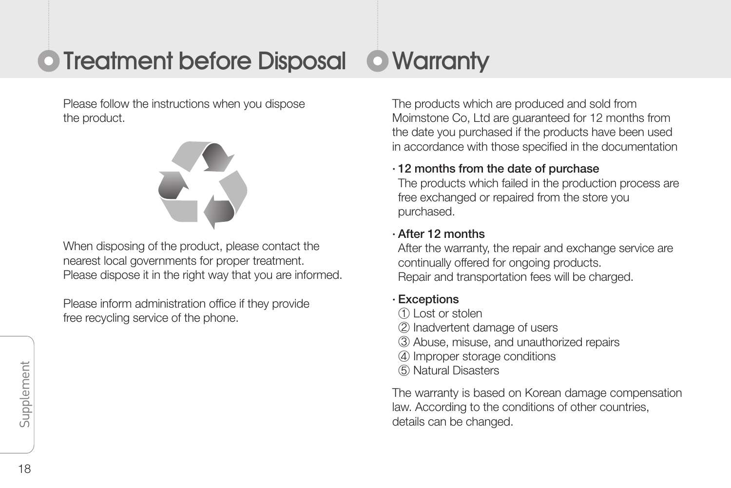# Treatment before Disposal

Please follow the instructions when you dispose the product.

When disposing of the product, please contact the nearest local governments for proper treatment.
Please dispose it in the right way that you are informed.

Please inform administration office if they provide free recycling service of the phone.

# Warranty

The products which are produced and sold from Moimstone Co, Ltd are guaranteed for 12 months from the date you purchased if the products have been used in accordance with those specified in the documentation

· **12 months from the date of purchase**
The products which failed in the production process are free exchanged or repaired from the store you purchased.

· **After 12 months**
After the warranty, the repair and exchange service are continually offered for ongoing products.
Repair and transportation fees will be charged.

· **Exceptions**
① Lost or stolen
② Inadvertent damage of users
③ Abuse, misuse, and unauthorized repairs
④ Improper storage conditions
⑤ Natural Disasters

The warranty is based on Korean damage compensation law. According to the conditions of other countries, details can be changed.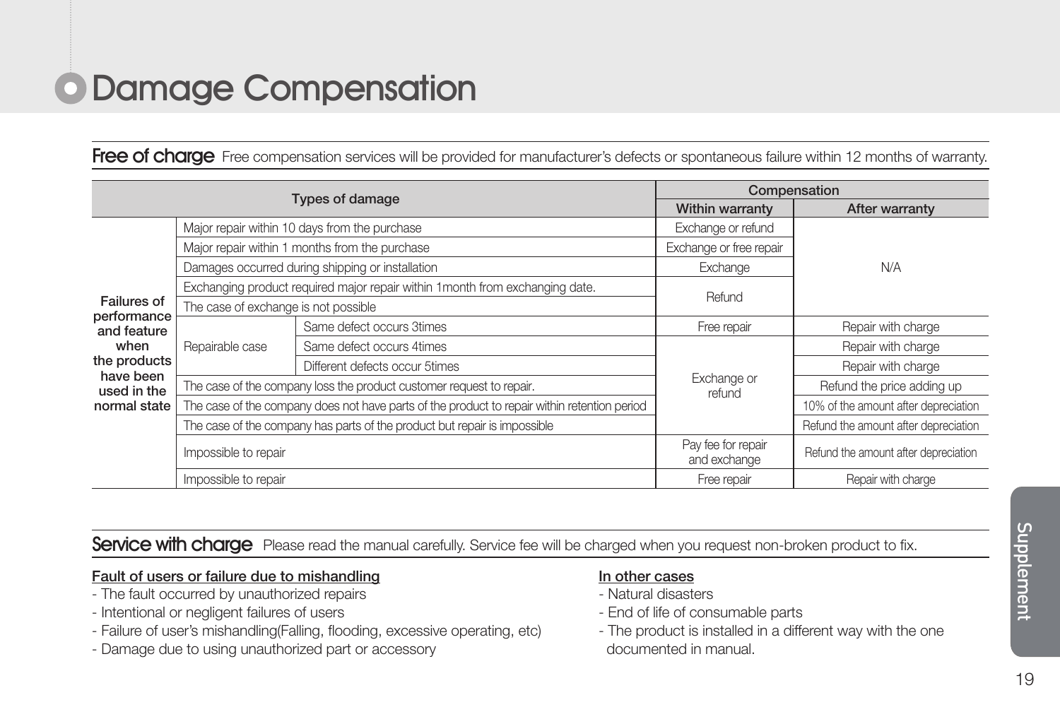# Damage Compensation

**Free of charge** Free compensation services will be provided for manufacturer's defects or spontaneous failure within 12 months of warranty.

| Types of damage | | | Compensation | |
|---|---|---|---|---|
| | | | Within warranty | After warranty |
| Failures of performance and feature when the products have been used in the normal state | Major repair within 10 days from the purchase | | Exchange or refund | N/A |
| | Major repair within 1 months from the purchase | | Exchange or free repair | |
| | Damages occurred during shipping or installation | | Exchange | |
| | Exchanging product required major repair within 1month from exchanging date. | | Refund | |
| | The case of exchange is not possible | | | |
| | Repairable case | Same defect occurs 3times | Free repair | Repair with charge |
| | | Same defect occurs 4times | Exchange or refund | Repair with charge |
| | | Different defects occur 5times | | Repair with charge |
| | The case of the company loss the product customer request to repair. | | | Refund the price adding up |
| | The case of the company does not have parts of the product to repair within retention period | | | 10% of the amount after depreciation |
| | The case of the company has parts of the product but repair is impossible | | | Refund the amount after depreciation |
| | Impossible to repair | | Pay fee for repair and exchange | Refund the amount after depreciation |
| | Impossible to repair | | Free repair | Repair with charge |

**Service with charge** Please read the manual carefully. Service fee will be charged when you request non-broken product to fix.

**Fault of users or failure due to mishandling**
- The fault occurred by unauthorized repairs
- Intentional or negligent failures of users
- Failure of user's mishandling(Falling, flooding, excessive operating, etc)
- Damage due to using unauthorized part or accessory

**In other cases**
- Natural disasters
- End of life of consumable parts
- The product is installed in a different way with the one documented in manual.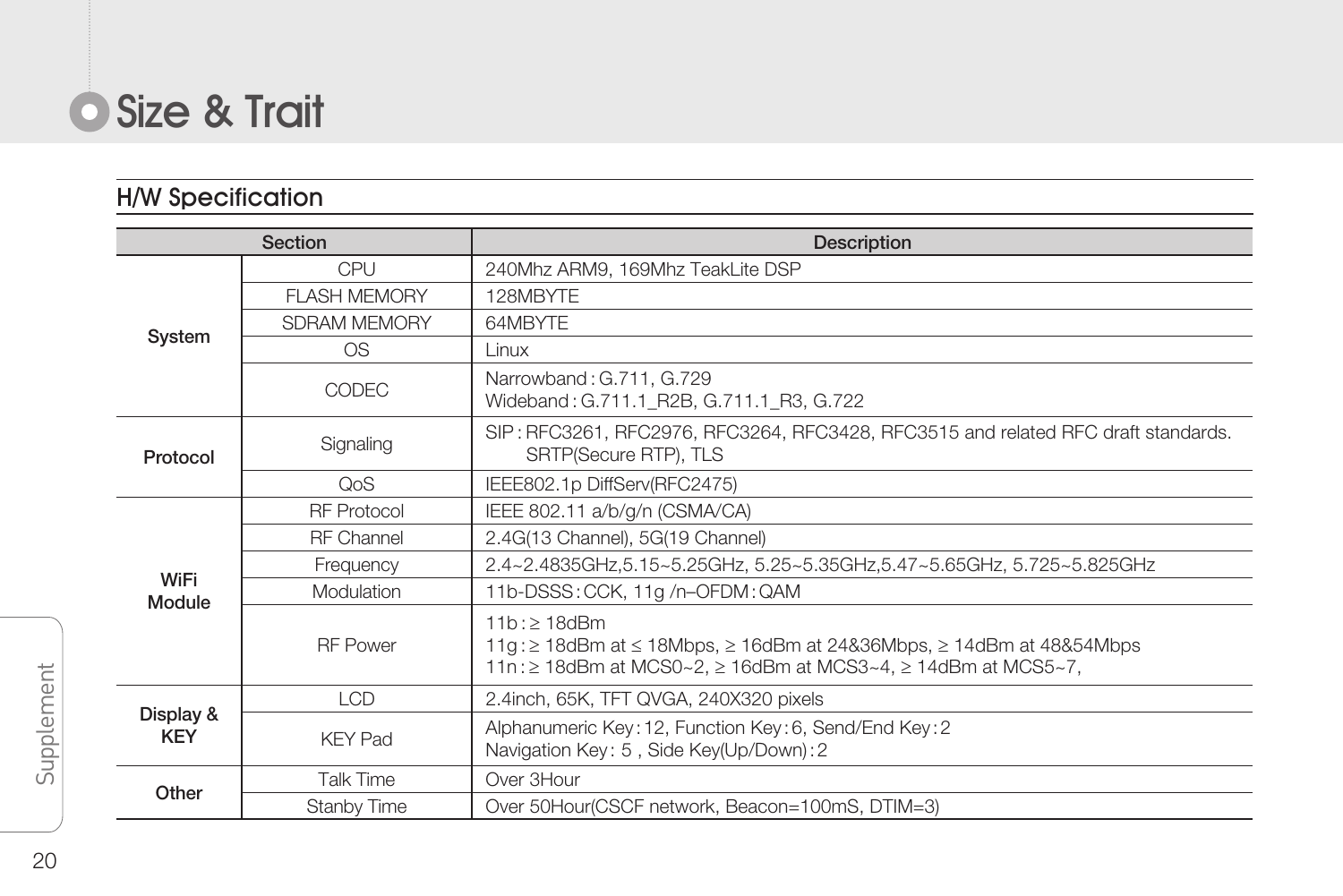# Size & Trait

## H/W Specification

| Section | | Description |
|---|---|---|
| System | CPU | 240Mhz ARM9, 169Mhz TeakLite DSP |
| | FLASH MEMORY | 128MBYTE |
| | SDRAM MEMORY | 64MBYTE |
| | OS | Linux |
| | CODEC | Narrowband : G.711, G.729<br>Wideband : G.711.1_R2B, G.711.1_R3, G.722 |
| Protocol | Signaling | SIP : RFC3261, RFC2976, RFC3264, RFC3428, RFC3515 and related RFC draft standards.<br>SRTP(Secure RTP), TLS |
| | QoS | IEEE802.1p DiffServ(RFC2475) |
| WiFi Module | RF Protocol | IEEE 802.11 a/b/g/n (CSMA/CA) |
| | RF Channel | 2.4G(13 Channel), 5G(19 Channel) |
| | Frequency | 2.4~2.4835GHz,5.15~5.25GHz, 5.25~5.35GHz,5.47~5.65GHz, 5.725~5.825GHz |
| | Modulation | 11b-DSSS : CCK, 11g /n–OFDM : QAM |
| | RF Power | 11b : ≥ 18dBm<br>11g : ≥ 18dBm at ≤ 18Mbps, ≥ 16dBm at 24&36Mbps, ≥ 14dBm at 48&54Mbps<br>11n : ≥ 18dBm at MCS0~2, ≥ 16dBm at MCS3~4, ≥ 14dBm at MCS5~7, |
| Display & KEY | LCD | 2.4inch, 65K, TFT QVGA, 240X320 pixels |
| | KEY Pad | Alphanumeric Key : 12, Function Key : 6, Send/End Key : 2<br>Navigation Key : 5 , Side Key(Up/Down) : 2 |
| Other | Talk Time | Over 3Hour |
| | Stanby Time | Over 50Hour(CSCF network, Beacon=100mS, DTIM=3) |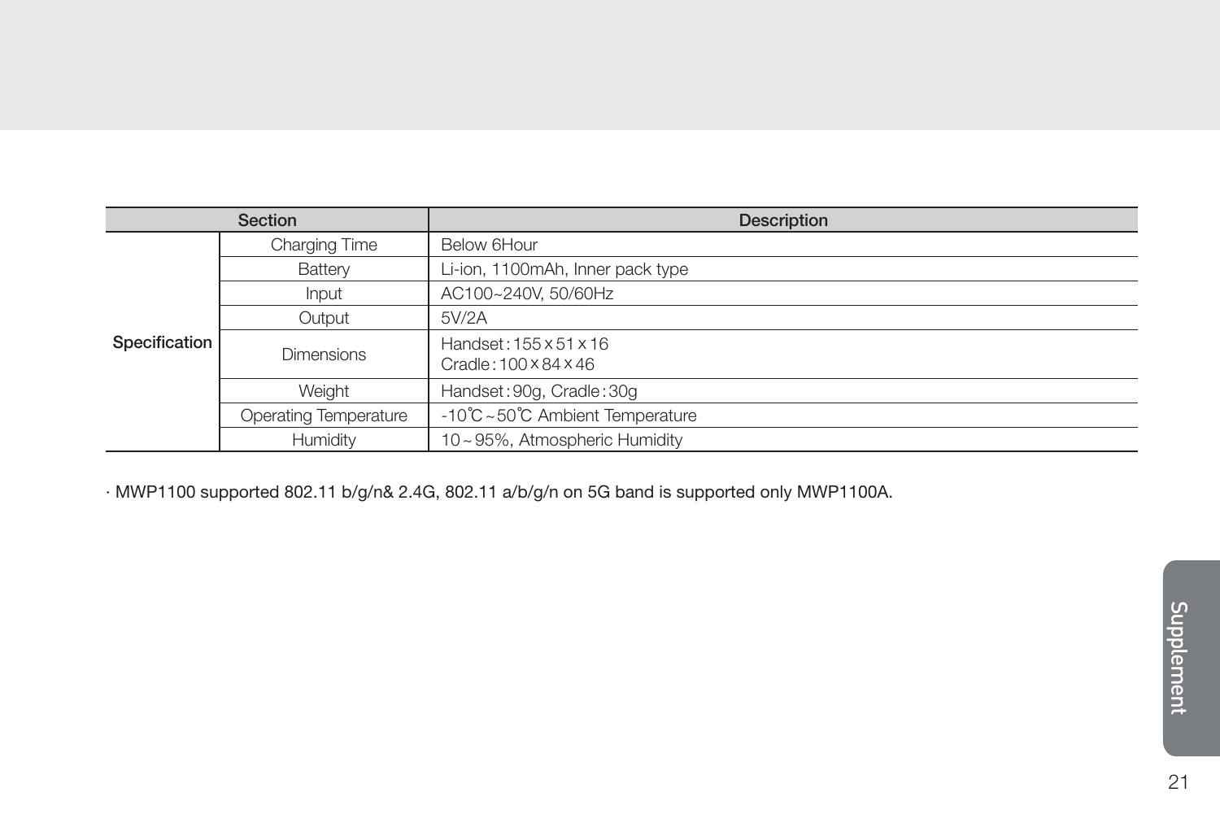| Section | | Description |
|---|---|---|
| Specification | Charging Time | Below 6Hour |
| | Battery | Li-ion, 1100mAh, Inner pack type |
| | Input | AC100~240V, 50/60Hz |
| | Output | 5V/2A |
| | Dimensions | Handset : 155 x 51 x 16<br>Cradle : 100 x 84 x 46 |
| | Weight | Handset : 90g, Cradle : 30g |
| | Operating Temperature | -10℃ ~ 50℃ Ambient Temperature |
| | Humidity | 10 ~ 95%, Atmospheric Humidity |

· MWP1100 supported 802.11 b/g/n& 2.4G, 802.11 a/b/g/n on 5G band is supported only MWP1100A.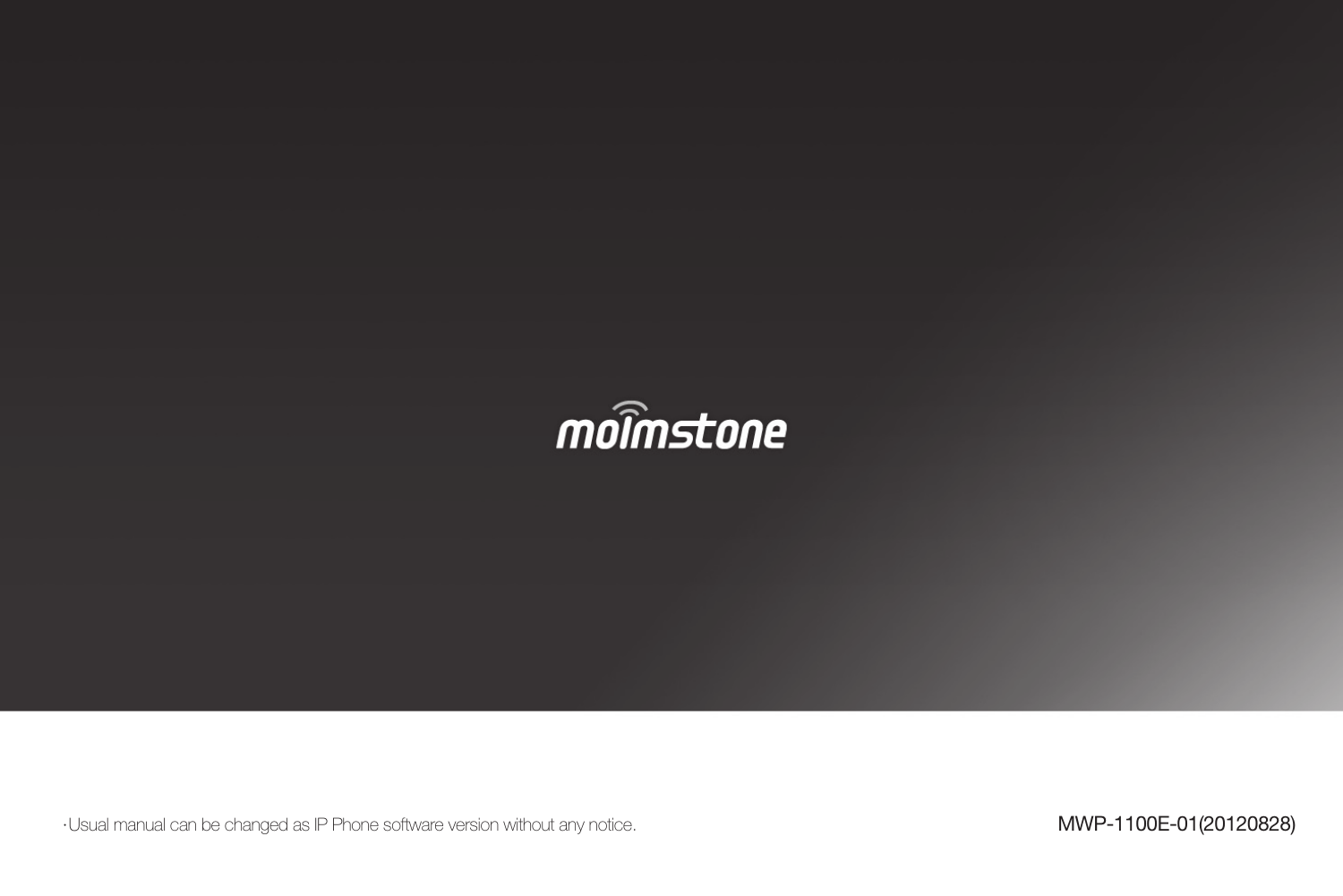moimstone

·Usual manual can be changed as IP Phone software version without any notice.

MWP-1100E-01(20120828)